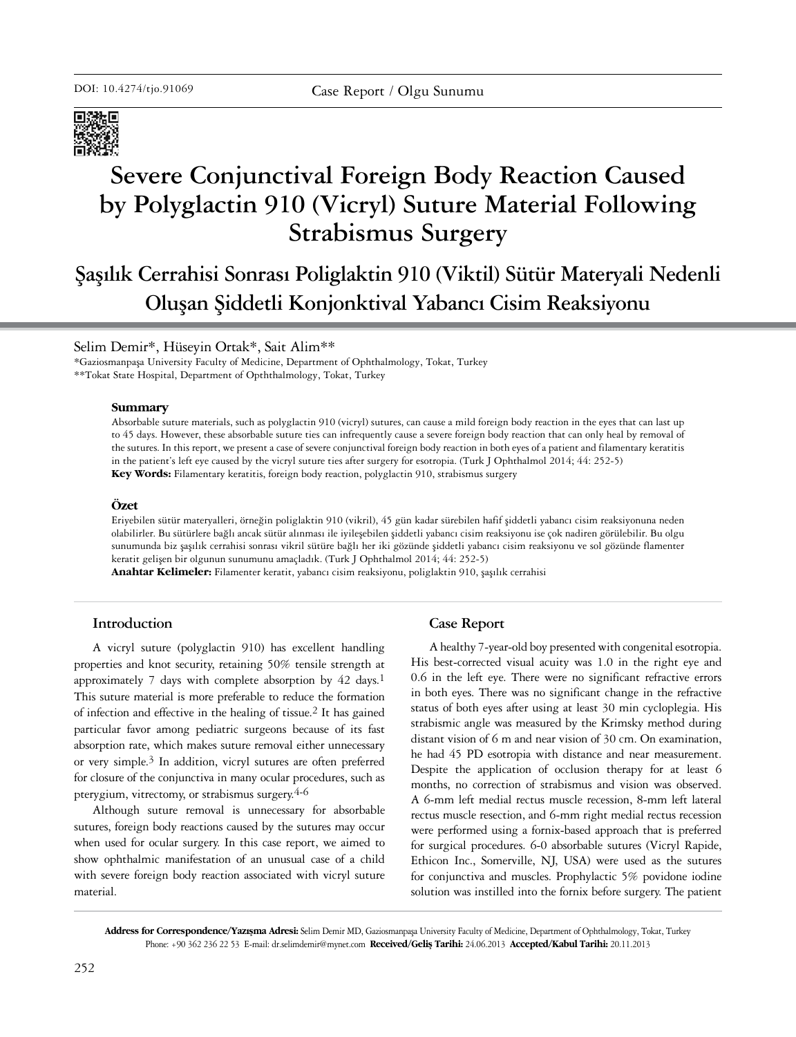DOI: 10.4274/tjo.91069

Case Report / Olgu Sunumu

# Severe Conjunctival Foreign Body Reaction Caused by Polyglactin 910 (Vicryl) Suture Material Following Strabismus Surgery

# Şaşılık Cerrahisi Sonrası Poliglaktin 910 (Viktil) Sütür Materyali Nedenli Oluşan Şiddetli Konjonktival Yabancı Cisim Reaksiyonu

Selim Demir*, Hüseyin Ortak*, Sait Alim**

*Gaziosmanpaşa University Faculty of Medicine, Department of Ophthalmology, Tokat, Turkey

**Tokat State Hospital, Department of Opththalmology, Tokat, Turkey

### Summary

Absorbable suture materials, such as polyglactin 910 (vicryl) sutures, can cause a mild foreign body reaction in the eyes that can last up to 45 days. However, these absorbable suture ties can infrequently cause a severe foreign body reaction that can only heal by removal of the sutures. In this report, we present a case of severe conjunctival foreign body reaction in both eyes of a patient and filamentary keratitis in the patient's left eye caused by the vicryl suture ties after surgery for esotropia. (Turk J Ophthalmol 2014; 44: 252-5)

**Key Words:** Filamentary keratitis, foreign body reaction, polyglactin 910, strabismus surgery

### Özet

Eriyebilen sütür materyalleri, örneğin poliglaktin 910 (vikril), 45 gün kadar sürebilen hafif şiddetli yabancı cisim reaksiyonuna neden olabilirler. Bu sütürlere bağlı ancak sütür alınması ile iyileşebilen şiddetli yabancı cisim reaksiyonu ise çok nadiren görülebilir. Bu olgu sunumunda biz şaşılık cerrahisi sonrası vikril sütüre bağlı her iki gözünde şiddetli yabancı cisim reaksiyonu ve sol gözünde flamenter keratit gelişen bir olgunun sunumunu amaçladık. (Turk J Ophthalmol 2014; 44: 252-5)

**Anahtar Kelimeler:** Filamenter keratit, yabancı cisim reaksiyonu, poliglaktin 910, şaşılık cerrahisi

## Introduction

A vicryl suture (polyglactin 910) has excellent handling properties and knot security, retaining 50% tensile strength at approximately 7 days with complete absorption by 42 days.[1] This suture material is more preferable to reduce the formation of infection and effective in the healing of tissue.[2] It has gained particular favor among pediatric surgeons because of its fast absorption rate, which makes suture removal either unnecessary or very simple.[3] In addition, vicryl sutures are often preferred for closure of the conjunctiva in many ocular procedures, such as pterygium, vitrectomy, or strabismus surgery.[4-6]

Although suture removal is unnecessary for absorbable sutures, foreign body reactions caused by the sutures may occur when used for ocular surgery. In this case report, we aimed to show ophthalmic manifestation of an unusual case of a child with severe foreign body reaction associated with vicryl suture material.

## Case Report

A healthy 7-year-old boy presented with congenital esotropia. His best-corrected visual acuity was 1.0 in the right eye and 0.6 in the left eye. There were no significant refractive errors in both eyes. There was no significant change in the refractive status of both eyes after using at least 30 min cycloplegia. His strabismic angle was measured by the Krimsky method during distant vision of 6 m and near vision of 30 cm. On examination, he had 45 PD esotropia with distance and near measurement. Despite the application of occlusion therapy for at least 6 months, no correction of strabismus and vision was observed. A 6-mm left medial rectus muscle recession, 8-mm left lateral rectus muscle resection, and 6-mm right medial rectus recession were performed using a fornix-based approach that is preferred for surgical procedures. 6-0 absorbable sutures (Vicryl Rapide, Ethicon Inc., Somerville, NJ, USA) were used as the sutures for conjunctiva and muscles. Prophylactic 5% povidone iodine solution was instilled into the fornix before surgery. The patient

**Address for Correspondence/Yazışma Adresi:** Selim Demir MD, Gaziosmanpaşa University Faculty of Medicine, Department of Ophthalmology, Tokat, Turkey Phone: +90 362 236 22 53 E-mail: dr.selimdemir@mynet.com **Received/Geliş Tarihi:** 24.06.2013 **Accepted/Kabul Tarihi:** 20.11.2013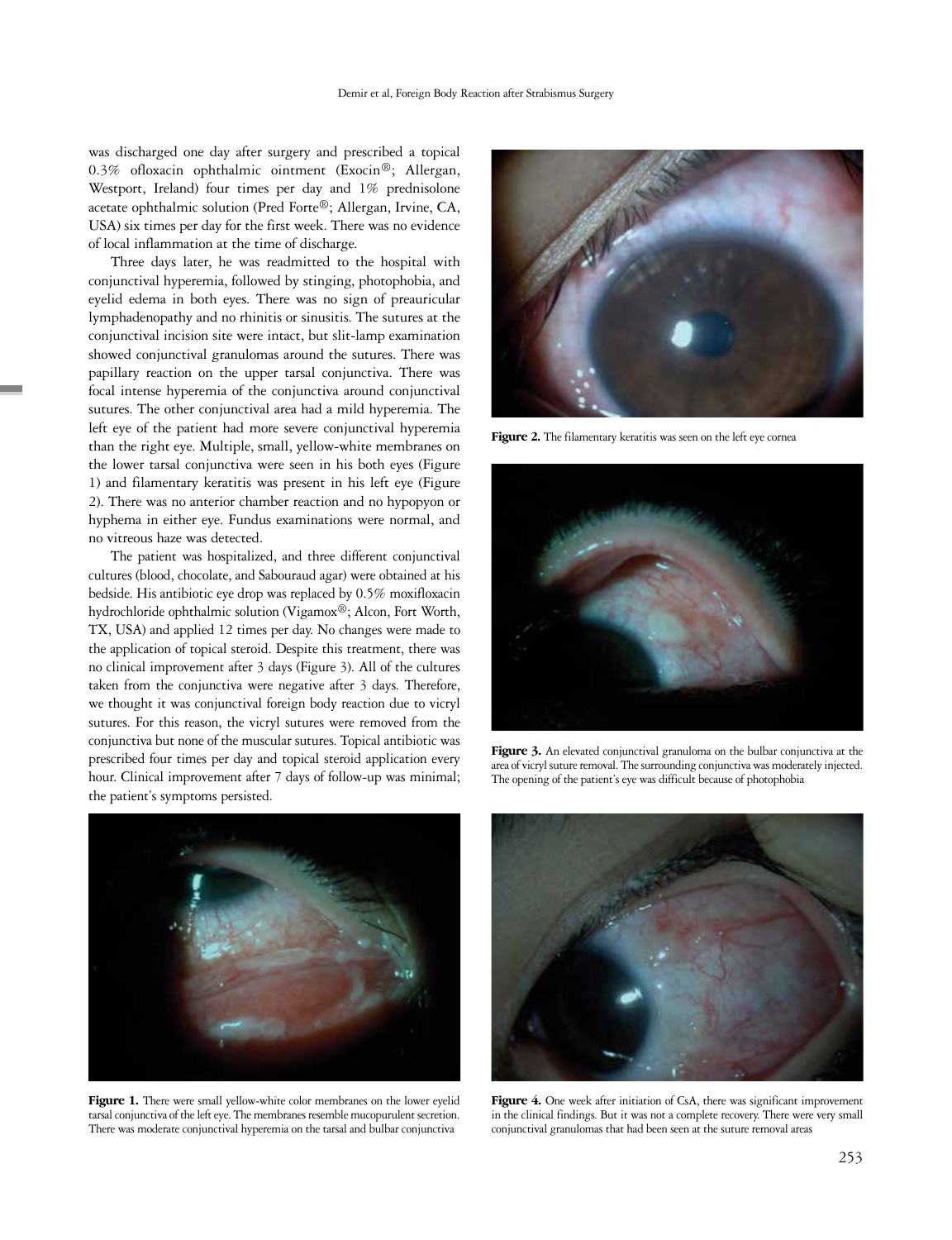was discharged one day after surgery and prescribed a topical 0.3% ofloxacin ophthalmic ointment (Exocin®; Allergan, Westport, Ireland) four times per day and 1% prednisolone acetate ophthalmic solution (Pred Forte®; Allergan, Irvine, CA, USA) six times per day for the first week. There was no evidence of local inflammation at the time of discharge.

Three days later, he was readmitted to the hospital with conjunctival hyperemia, followed by stinging, photophobia, and eyelid edema in both eyes. There was no sign of preauricular lymphadenopathy and no rhinitis or sinusitis. The sutures at the conjunctival incision site were intact, but slit-lamp examination showed conjunctival granulomas around the sutures. There was papillary reaction on the upper tarsal conjunctiva. There was focal intense hyperemia of the conjunctiva around conjunctival sutures. The other conjunctival area had a mild hyperemia. The left eye of the patient had more severe conjunctival hyperemia than the right eye. Multiple, small, yellow-white membranes on the lower tarsal conjunctiva were seen in his both eyes (Figure 1) and filamentary keratitis was present in his left eye (Figure 2). There was no anterior chamber reaction and no hypopyon or hyphema in either eye. Fundus examinations were normal, and no vitreous haze was detected.

The patient was hospitalized, and three different conjunctival cultures (blood, chocolate, and Sabouraud agar) were obtained at his bedside. His antibiotic eye drop was replaced by 0.5% moxifloxacin hydrochloride ophthalmic solution (Vigamox®; Alcon, Fort Worth, TX, USA) and applied 12 times per day. No changes were made to the application of topical steroid. Despite this treatment, there was no clinical improvement after 3 days (Figure 3). All of the cultures taken from the conjunctiva were negative after 3 days. Therefore, we thought it was conjunctival foreign body reaction due to vicryl sutures. For this reason, the vicryl sutures were removed from the conjunctiva but none of the muscular sutures. Topical antibiotic was prescribed four times per day and topical steroid application every hour. Clinical improvement after 7 days of follow-up was minimal; the patient's symptoms persisted.

**Figure 1.** There were small yellow-white color membranes on the lower eyelid tarsal conjunctiva of the left eye. The membranes resemble mucopurulent secretion. There was moderate conjunctival hyperemia on the tarsal and bulbar conjunctiva

**Figure 2.** The filamentary keratitis was seen on the left eye cornea

**Figure 3.** An elevated conjunctival granuloma on the bulbar conjunctiva at the area of vicryl suture removal. The surrounding conjunctiva was moderately injected. The opening of the patient's eye was difficult because of photophobia

**Figure 4.** One week after initiation of CsA, there was significant improvement in the clinical findings. But it was not a complete recovery. There were very small conjunctival granulomas that had been seen at the suture removal areas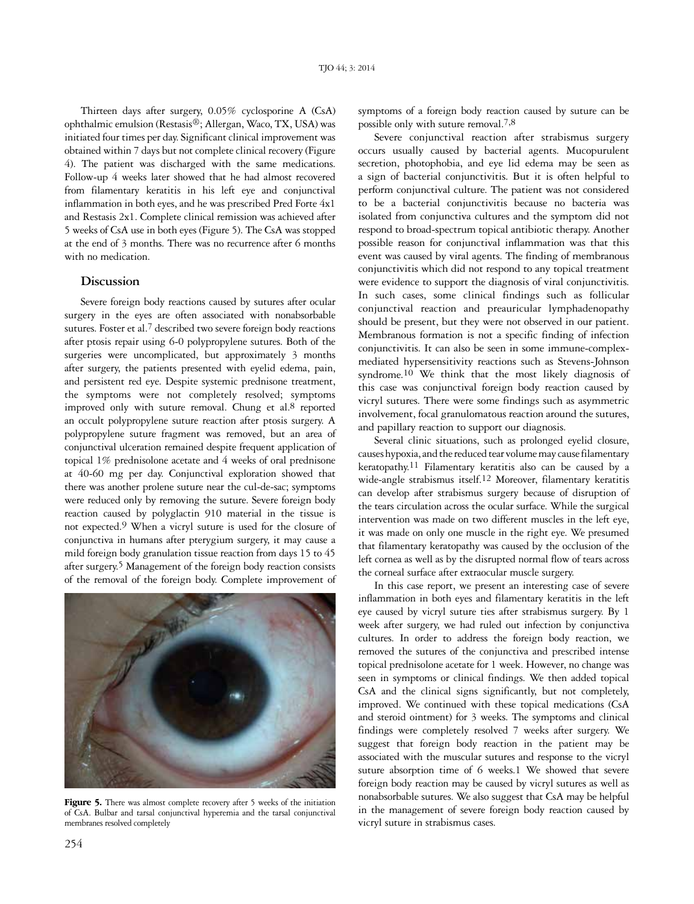Thirteen days after surgery, 0.05% cyclosporine A (CsA) ophthalmic emulsion (Restasis®; Allergan, Waco, TX, USA) was initiated four times per day. Significant clinical improvement was obtained within 7 days but not complete clinical recovery (Figure 4). The patient was discharged with the same medications. Follow-up 4 weeks later showed that he had almost recovered from filamentary keratitis in his left eye and conjunctival inflammation in both eyes, and he was prescribed Pred Forte 4x1 and Restasis 2x1. Complete clinical remission was achieved after 5 weeks of CsA use in both eyes (Figure 5). The CsA was stopped at the end of 3 months. There was no recurrence after 6 months with no medication.

## Discussion

Severe foreign body reactions caused by sutures after ocular surgery in the eyes are often associated with nonabsorbable sutures. Foster et al.[7] described two severe foreign body reactions after ptosis repair using 6-0 polypropylene sutures. Both of the surgeries were uncomplicated, but approximately 3 months after surgery, the patients presented with eyelid edema, pain, and persistent red eye. Despite systemic prednisone treatment, the symptoms were not completely resolved; symptoms improved only with suture removal. Chung et al.[8] reported an occult polypropylene suture reaction after ptosis surgery. A polypropylene suture fragment was removed, but an area of conjunctival ulceration remained despite frequent application of topical 1% prednisolone acetate and 4 weeks of oral prednisone at 40-60 mg per day. Conjunctival exploration showed that there was another prolene suture near the cul-de-sac; symptoms were reduced only by removing the suture. Severe foreign body reaction caused by polyglactin 910 material in the tissue is not expected.[9] When a vicryl suture is used for the closure of conjunctiva in humans after pterygium surgery, it may cause a mild foreign body granulation tissue reaction from days 15 to 45 after surgery.[5] Management of the foreign body reaction consists of the removal of the foreign body. Complete improvement of symptoms of a foreign body reaction caused by suture can be possible only with suture removal.[7,8]

**Figure 5.** There was almost complete recovery after 5 weeks of the initiation of CsA. Bulbar and tarsal conjunctival hyperemia and the tarsal conjunctival membranes resolved completely

Severe conjunctival reaction after strabismus surgery occurs usually caused by bacterial agents. Mucopurulent secretion, photophobia, and eye lid edema may be seen as a sign of bacterial conjunctivitis. But it is often helpful to perform conjunctival culture. The patient was not considered to be a bacterial conjunctivitis because no bacteria was isolated from conjunctiva cultures and the symptom did not respond to broad-spectrum topical antibiotic therapy. Another possible reason for conjunctival inflammation was that this event was caused by viral agents. The finding of membranous conjunctivitis which did not respond to any topical treatment were evidence to support the diagnosis of viral conjunctivitis. In such cases, some clinical findings such as follicular conjunctival reaction and preauricular lymphadenopathy should be present, but they were not observed in our patient. Membranous formation is not a specific finding of infection conjunctivitis. It can also be seen in some immune-complex-mediated hypersensitivity reactions such as Stevens-Johnson syndrome.[10] We think that the most likely diagnosis of this case was conjunctival foreign body reaction caused by vicryl sutures. There were some findings such as asymmetric involvement, focal granulomatous reaction around the sutures, and papillary reaction to support our diagnosis.

Several clinic situations, such as prolonged eyelid closure, causes hypoxia, and the reduced tear volume may cause filamentary keratopathy.[11] Filamentary keratitis also can be caused by a wide-angle strabismus itself.[12] Moreover, filamentary keratitis can develop after strabismus surgery because of disruption of the tears circulation across the ocular surface. While the surgical intervention was made on two different muscles in the left eye, it was made on only one muscle in the right eye. We presumed that filamentary keratopathy was caused by the occlusion of the left cornea as well as by the disrupted normal flow of tears across the corneal surface after extraocular muscle surgery.

In this case report, we present an interesting case of severe inflammation in both eyes and filamentary keratitis in the left eye caused by vicryl suture ties after strabismus surgery. By 1 week after surgery, we had ruled out infection by conjunctiva cultures. In order to address the foreign body reaction, we removed the sutures of the conjunctiva and prescribed intense topical prednisolone acetate for 1 week. However, no change was seen in symptoms or clinical findings. We then added topical CsA and the clinical signs significantly, but not completely, improved. We continued with these topical medications (CsA and steroid ointment) for 3 weeks. The symptoms and clinical findings were completely resolved 7 weeks after surgery. We suggest that foreign body reaction in the patient may be associated with the muscular sutures and response to the vicryl suture absorption time of 6 weeks.1 We showed that severe foreign body reaction may be caused by vicryl sutures as well as nonabsorbable sutures. We also suggest that CsA may be helpful in the management of severe foreign body reaction caused by vicryl suture in strabismus cases.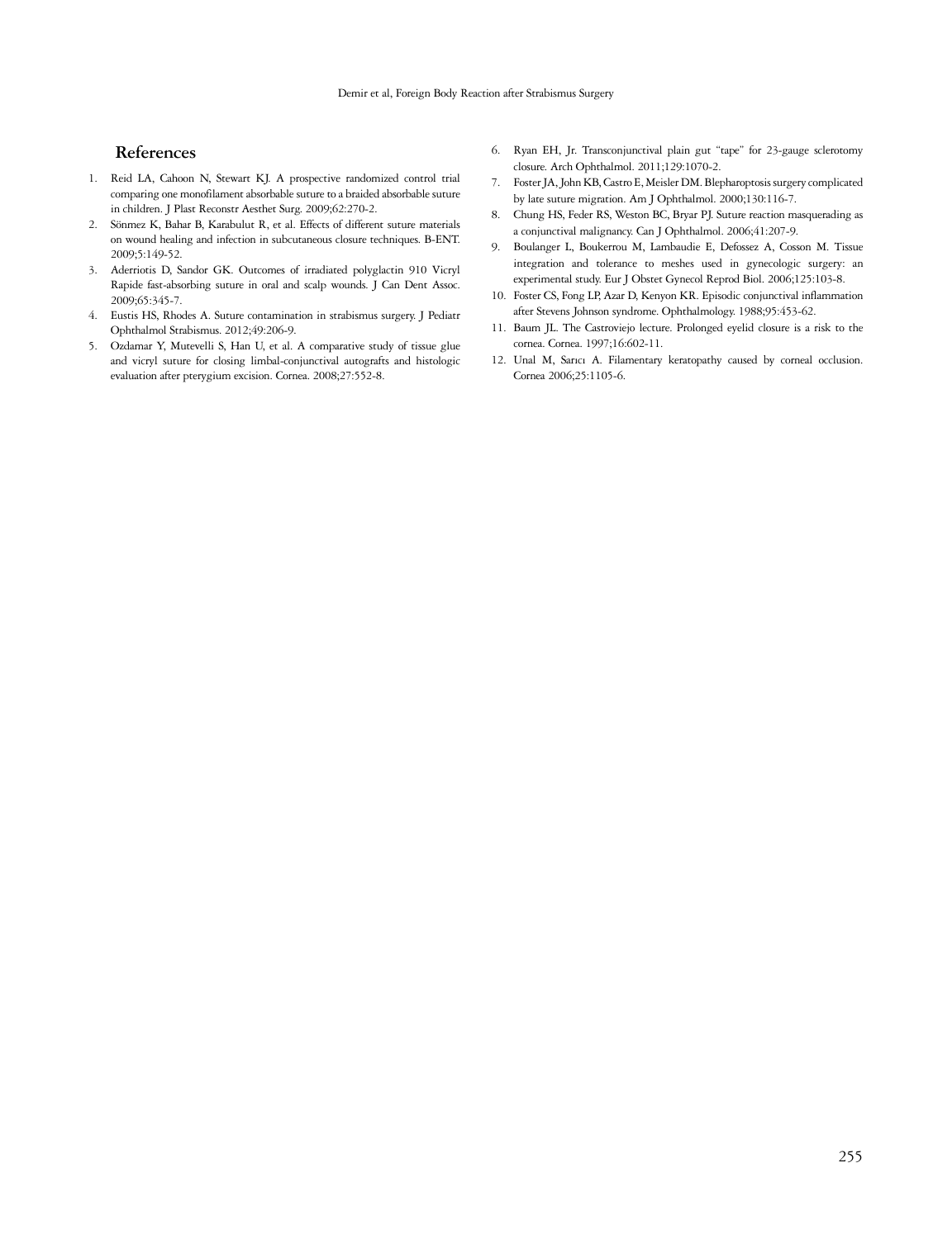## References

1. Reid LA, Cahoon N, Stewart KJ. A prospective randomized control trial comparing one monofilament absorbable suture to a braided absorbable suture in children. J Plast Reconstr Aesthet Surg. 2009;62:270-2.
2. Sönmez K, Bahar B, Karabulut R, et al. Effects of different suture materials on wound healing and infection in subcutaneous closure techniques. B-ENT. 2009;5:149-52.
3. Aderriotis D, Sandor GK. Outcomes of irradiated polyglactin 910 Vicryl Rapide fast-absorbing suture in oral and scalp wounds. J Can Dent Assoc. 2009;65:345-7.
4. Eustis HS, Rhodes A. Suture contamination in strabismus surgery. J Pediatr Ophthalmol Strabismus. 2012;49:206-9.
5. Ozdamar Y, Mutevelli S, Han U, et al. A comparative study of tissue glue and vicryl suture for closing limbal-conjunctival autografts and histologic evaluation after pterygium excision. Cornea. 2008;27:552-8.
6. Ryan EH, Jr. Transconjunctival plain gut "tape" for 23-gauge sclerotomy closure. Arch Ophthalmol. 2011;129:1070-2.
7. Foster JA, John KB, Castro E, Meisler DM. Blepharoptosis surgery complicated by late suture migration. Am J Ophthalmol. 2000;130:116-7.
8. Chung HS, Feder RS, Weston BC, Bryar PJ. Suture reaction masquerading as a conjunctival malignancy. Can J Ophthalmol. 2006;41:207-9.
9. Boulanger L, Boukerrou M, Lambaudie E, Defossez A, Cosson M. Tissue integration and tolerance to meshes used in gynecologic surgery: an experimental study. Eur J Obstet Gynecol Reprod Biol. 2006;125:103-8.
10. Foster CS, Fong LP, Azar D, Kenyon KR. Episodic conjunctival inflammation after Stevens Johnson syndrome. Ophthalmology. 1988;95:453-62.
11. Baum JL. The Castroviejo lecture. Prolonged eyelid closure is a risk to the cornea. Cornea. 1997;16:602-11.
12. Unal M, Sarıcı A. Filamentary keratopathy caused by corneal occlusion. Cornea 2006;25:1105-6.